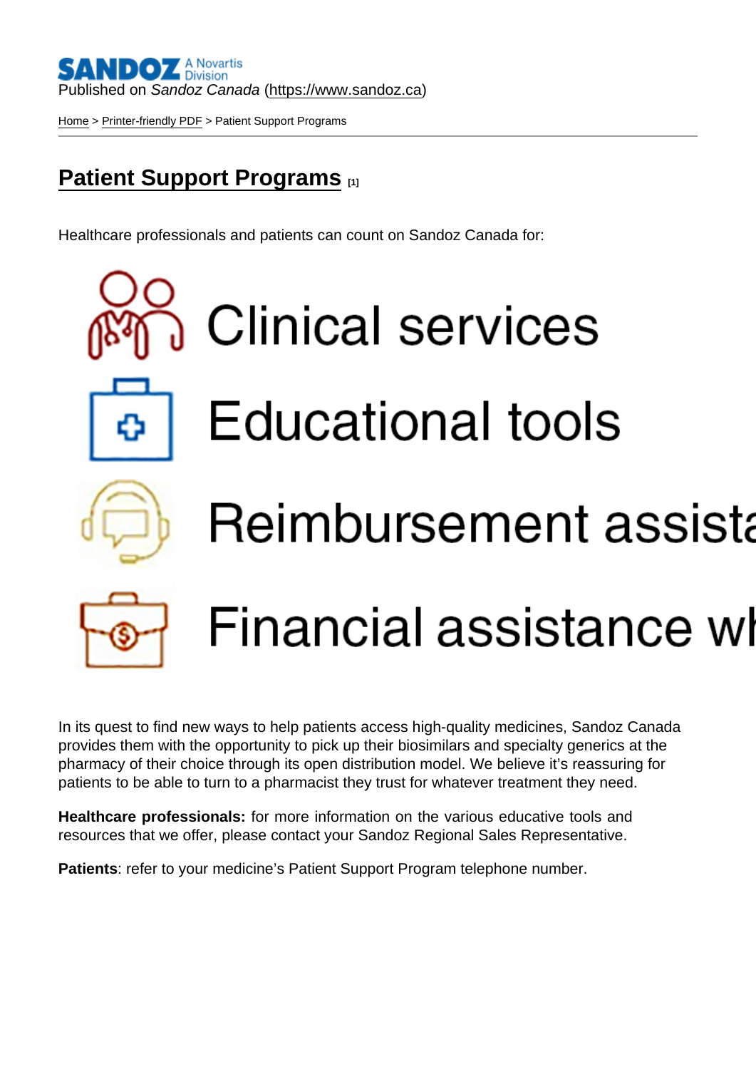Published on *Sandoz Canada* (https://www.sandoz.ca)

Home > Printer-friendly PDF > Patient Support Programs

# Patient Support Programs [1]

Healthcare professionals and patients can count on Sandoz Canada for:

Clinical services

Educational tools

Reimbursement assista

Financial assistance wh

In its quest to find new ways to help patients access high-quality medicines, Sandoz Canada provides them with the opportunity to pick up their biosimilars and specialty generics at the pharmacy of their choice through its open distribution model. We believe it's reassuring for patients to be able to turn to a pharmacist they trust for whatever treatment they need.

**Healthcare professionals:** for more information on the various educative tools and resources that we offer, please contact your Sandoz Regional Sales Representative.

**Patients**: refer to your medicine's Patient Support Program telephone number.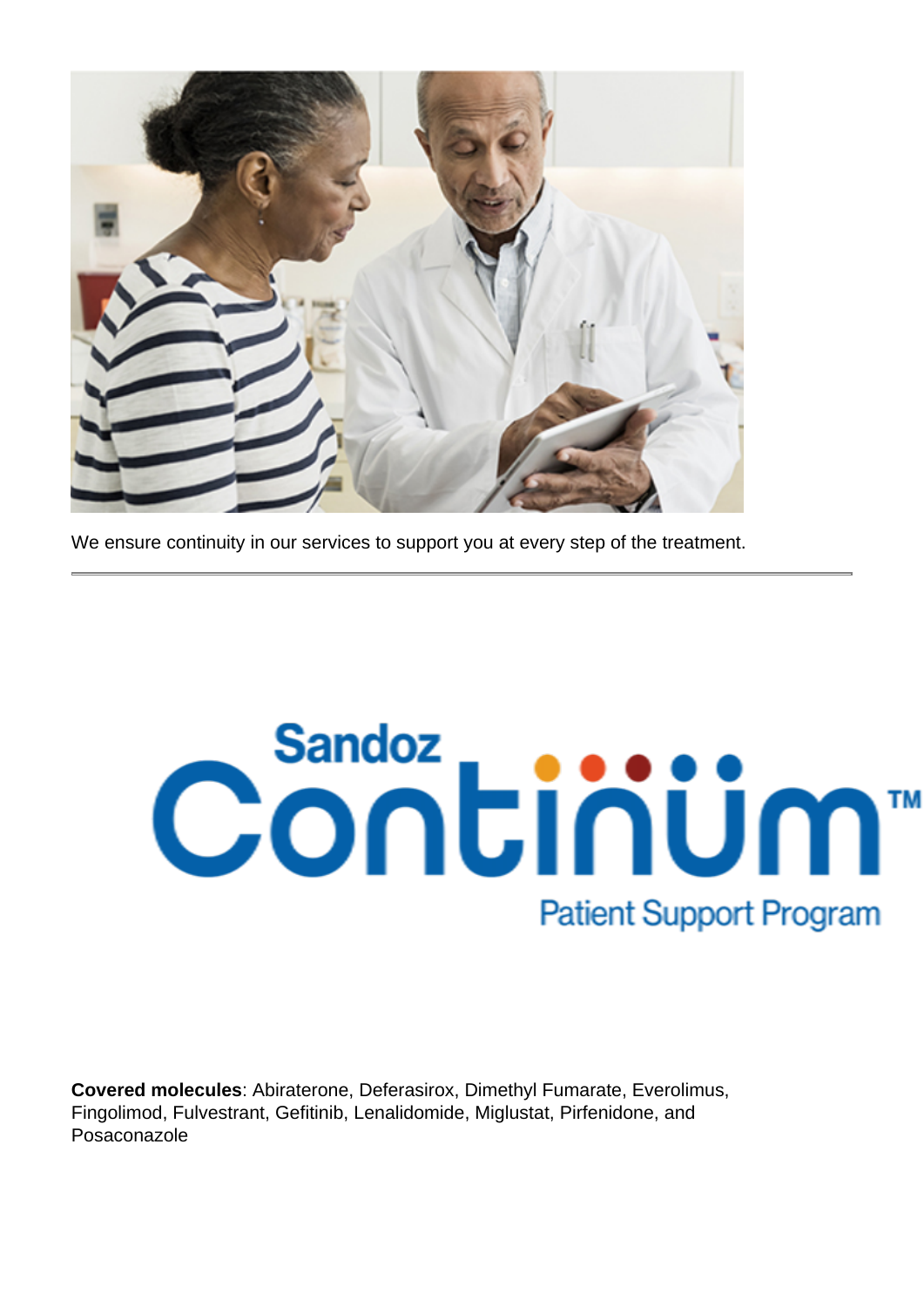We ensure continuity in our services to support you at every step of the treatment.

---

Sandoz Continüm™ Patient Support Program

**Covered molecules**: Abiraterone, Deferasirox, Dimethyl Fumarate, Everolimus, Fingolimod, Fulvestrant, Gefitinib, Lenalidomide, Miglustat, Pirfenidone, and Posaconazole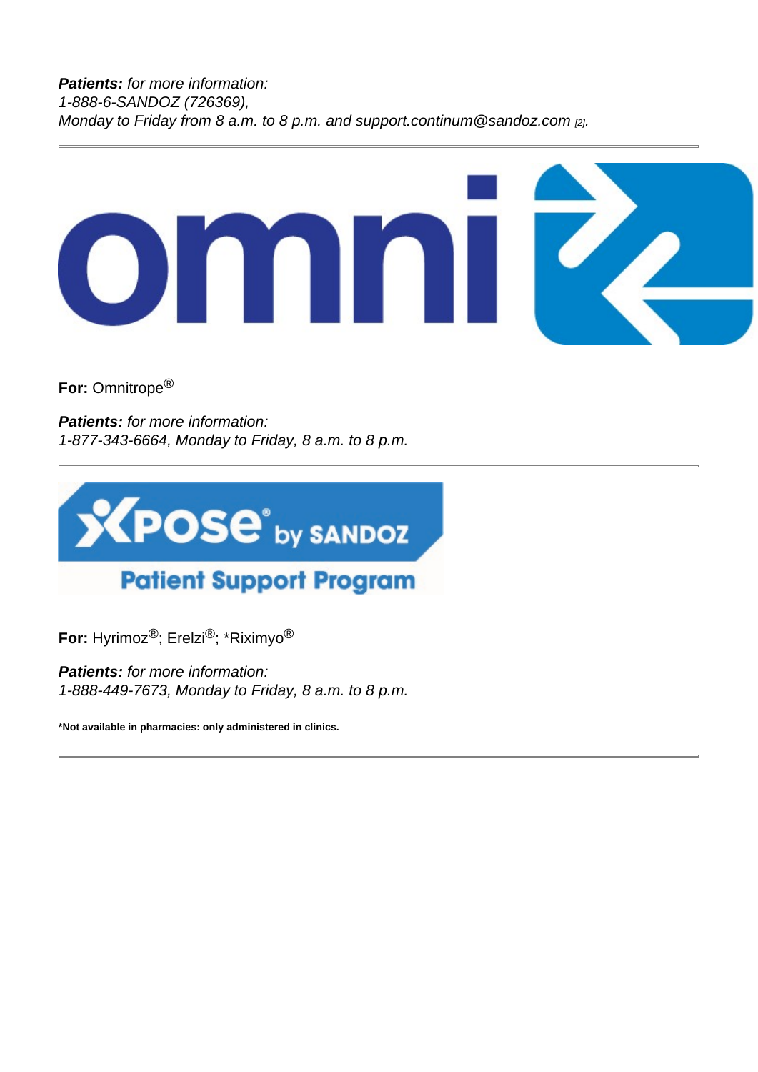***Patients:*** *for more information:*
*1-888-6-SANDOZ (726369),*
*Monday to Friday from 8 a.m. to 8 p.m. and support.continum@sandoz.com [2].*

---

**For:** Omnitrope®

***Patients:*** *for more information:*
*1-877-343-6664, Monday to Friday, 8 a.m. to 8 p.m.*

---

**For:** Hyrimoz®; Erelzi®; *Riximyo®

***Patients:*** *for more information:*
*1-888-449-7673, Monday to Friday, 8 a.m. to 8 p.m.*

***Not available in pharmacies: only administered in clinics.**

---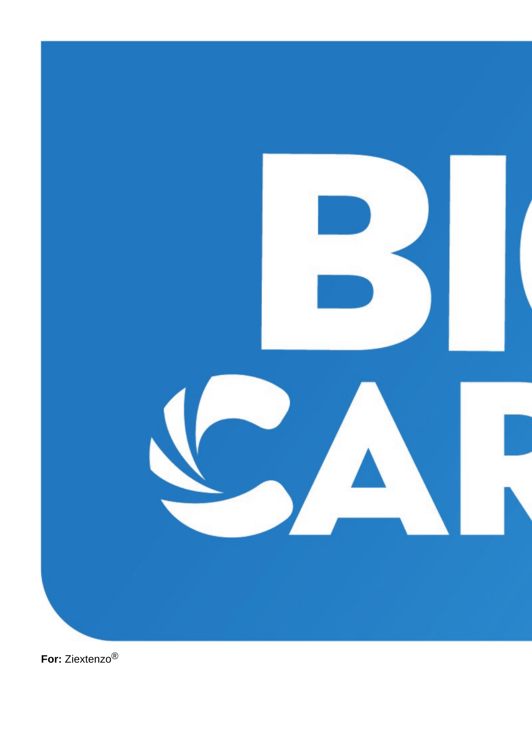BIG CARE

**For:** Ziextenzo®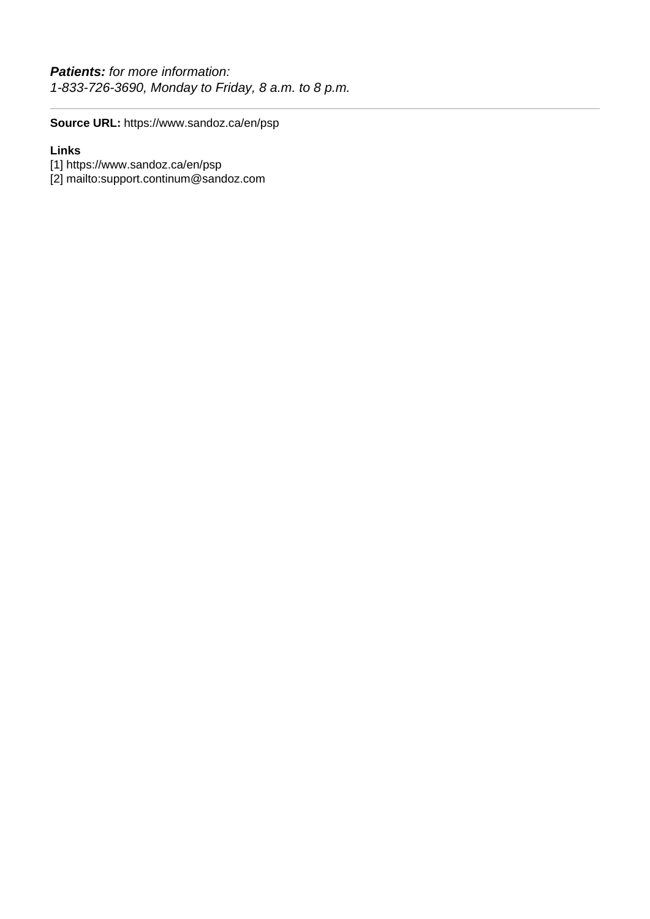***Patients:*** *for more information:*
*1-833-726-3690, Monday to Friday, 8 a.m. to 8 p.m.*

---

**Source URL:** https://www.sandoz.ca/en/psp

**Links**
[1] https://www.sandoz.ca/en/psp
[2] mailto:support.continum@sandoz.com